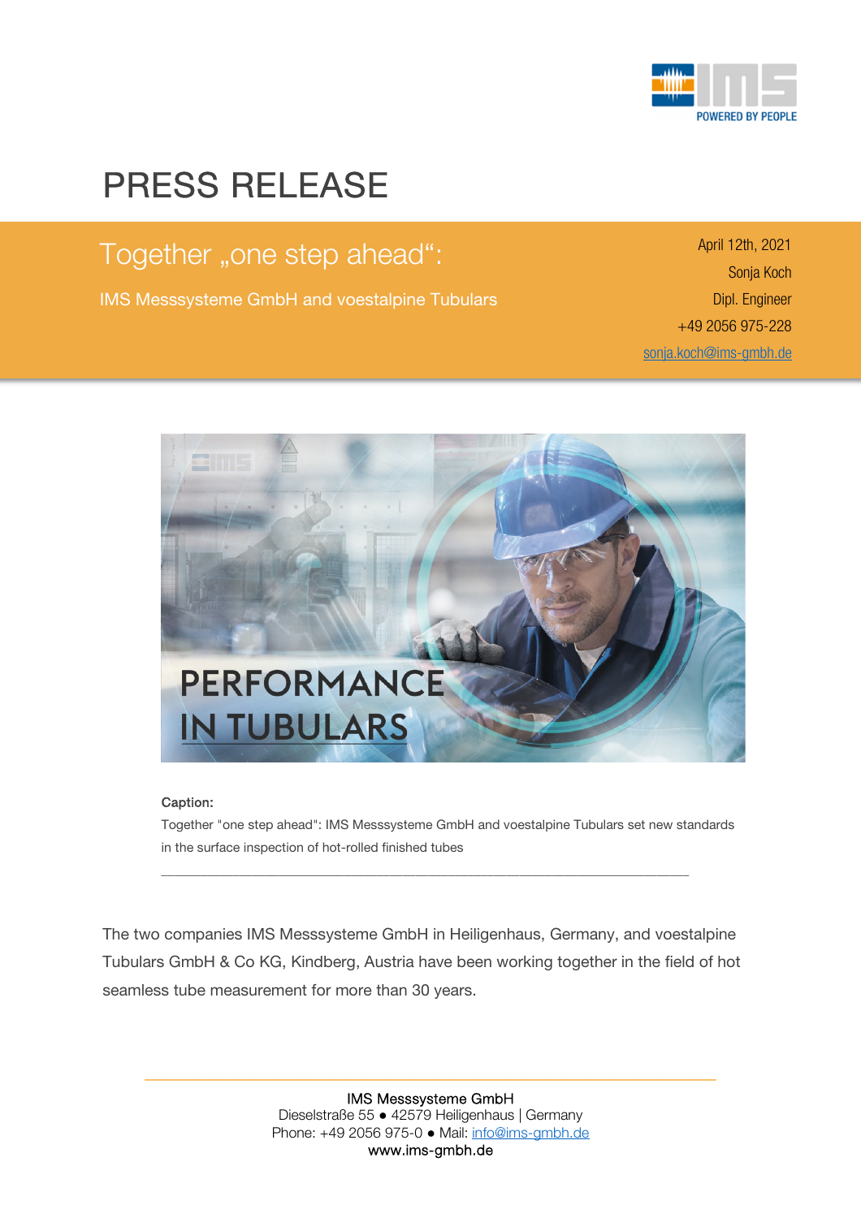# PRESS RELEASE

## Together „one step ahead“:

IMS Messsysteme GmbH and voestalpine Tubulars

April 12th, 2021
Sonja Koch
Dipl. Engineer
+49 2056 975-228
sonja.koch@ims-gmbh.de

**Caption:**
Together "one step ahead": IMS Messsysteme GmbH and voestalpine Tubulars set new standards in the surface inspection of hot-rolled finished tubes

---

The two companies IMS Messsysteme GmbH in Heiligenhaus, Germany, and voestalpine Tubulars GmbH & Co KG, Kindberg, Austria have been working together in the field of hot seamless tube measurement for more than 30 years.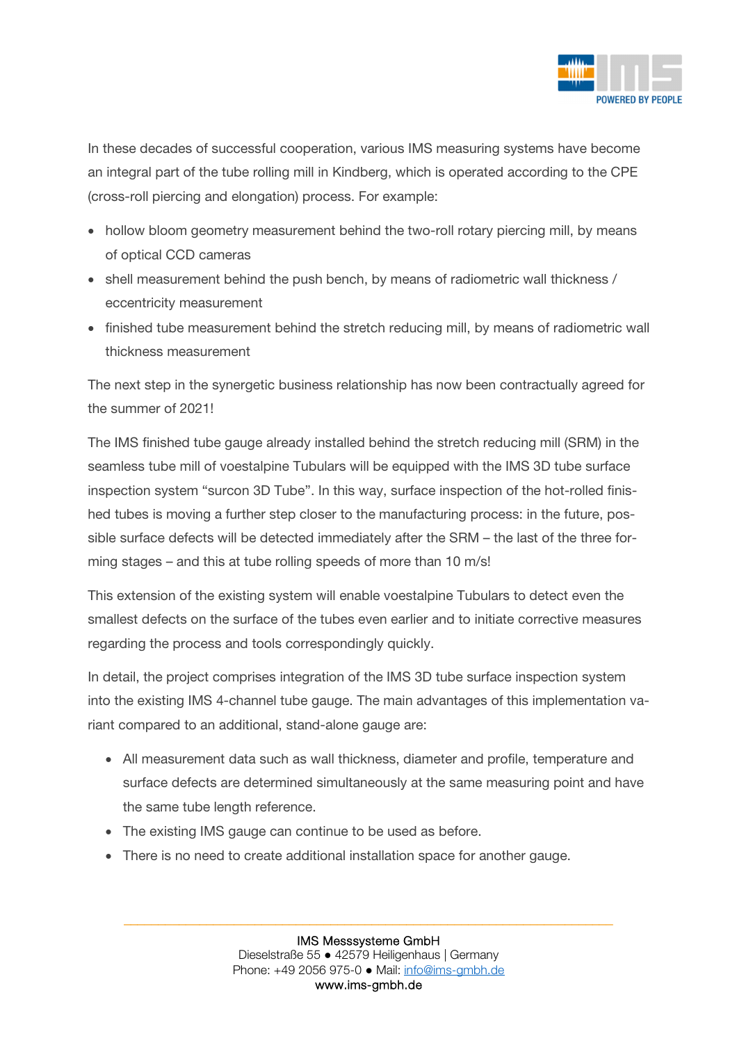In these decades of successful cooperation, various IMS measuring systems have become an integral part of the tube rolling mill in Kindberg, which is operated according to the CPE (cross-roll piercing and elongation) process. For example:

- hollow bloom geometry measurement behind the two-roll rotary piercing mill, by means of optical CCD cameras
- shell measurement behind the push bench, by means of radiometric wall thickness / eccentricity measurement
- finished tube measurement behind the stretch reducing mill, by means of radiometric wall thickness measurement

The next step in the synergetic business relationship has now been contractually agreed for the summer of 2021!

The IMS finished tube gauge already installed behind the stretch reducing mill (SRM) in the seamless tube mill of voestalpine Tubulars will be equipped with the IMS 3D tube surface inspection system "surcon 3D Tube". In this way, surface inspection of the hot-rolled finished tubes is moving a further step closer to the manufacturing process: in the future, possible surface defects will be detected immediately after the SRM – the last of the three forming stages – and this at tube rolling speeds of more than 10 m/s!

This extension of the existing system will enable voestalpine Tubulars to detect even the smallest defects on the surface of the tubes even earlier and to initiate corrective measures regarding the process and tools correspondingly quickly.

In detail, the project comprises integration of the IMS 3D tube surface inspection system into the existing IMS 4-channel tube gauge. The main advantages of this implementation variant compared to an additional, stand-alone gauge are:

- All measurement data such as wall thickness, diameter and profile, temperature and surface defects are determined simultaneously at the same measuring point and have the same tube length reference.
- The existing IMS gauge can continue to be used as before.
- There is no need to create additional installation space for another gauge.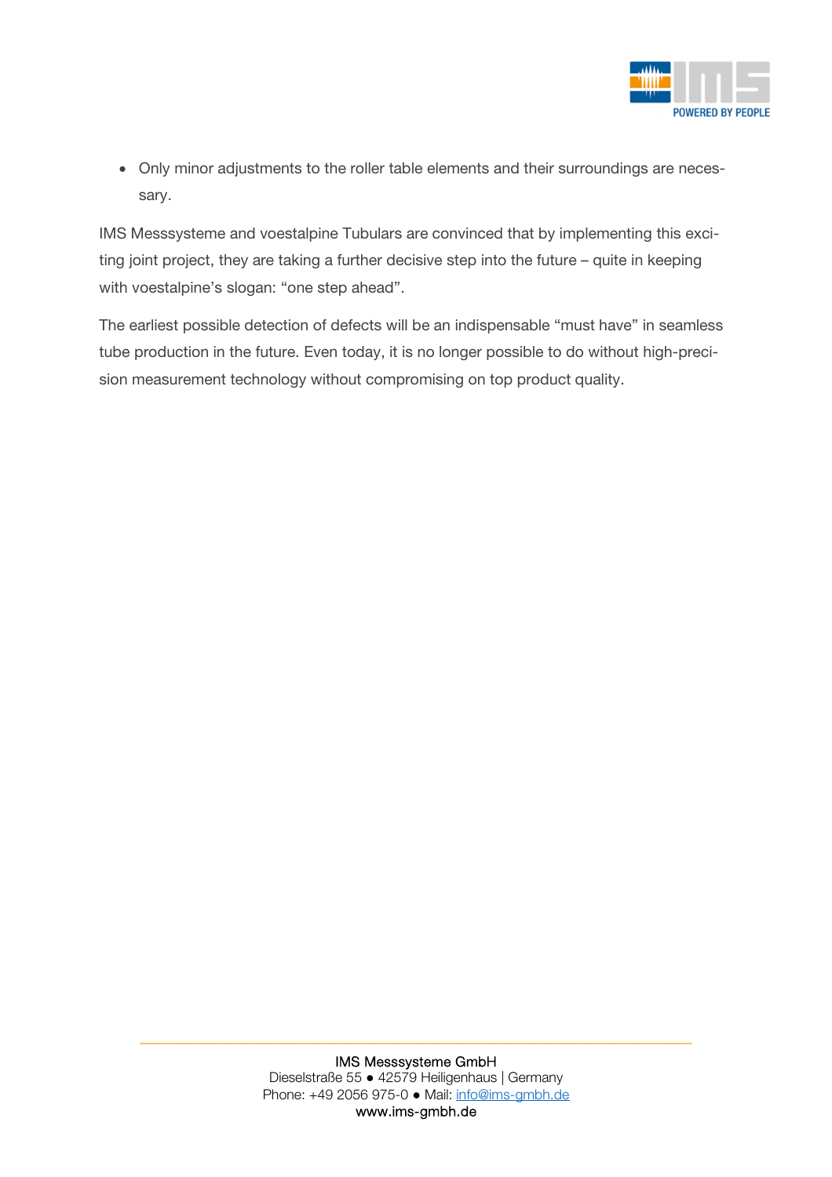- Only minor adjustments to the roller table elements and their surroundings are necessary.

IMS Messsysteme and voestalpine Tubulars are convinced that by implementing this exciting joint project, they are taking a further decisive step into the future – quite in keeping with voestalpine's slogan: "one step ahead".

The earliest possible detection of defects will be an indispensable "must have" in seamless tube production in the future. Even today, it is no longer possible to do without high-precision measurement technology without compromising on top product quality.

IMS Messsysteme GmbH
Dieselstraße 55 ● 42579 Heiligenhaus | Germany
Phone: +49 2056 975-0 ● Mail: info@ims-gmbh.de
www.ims-gmbh.de